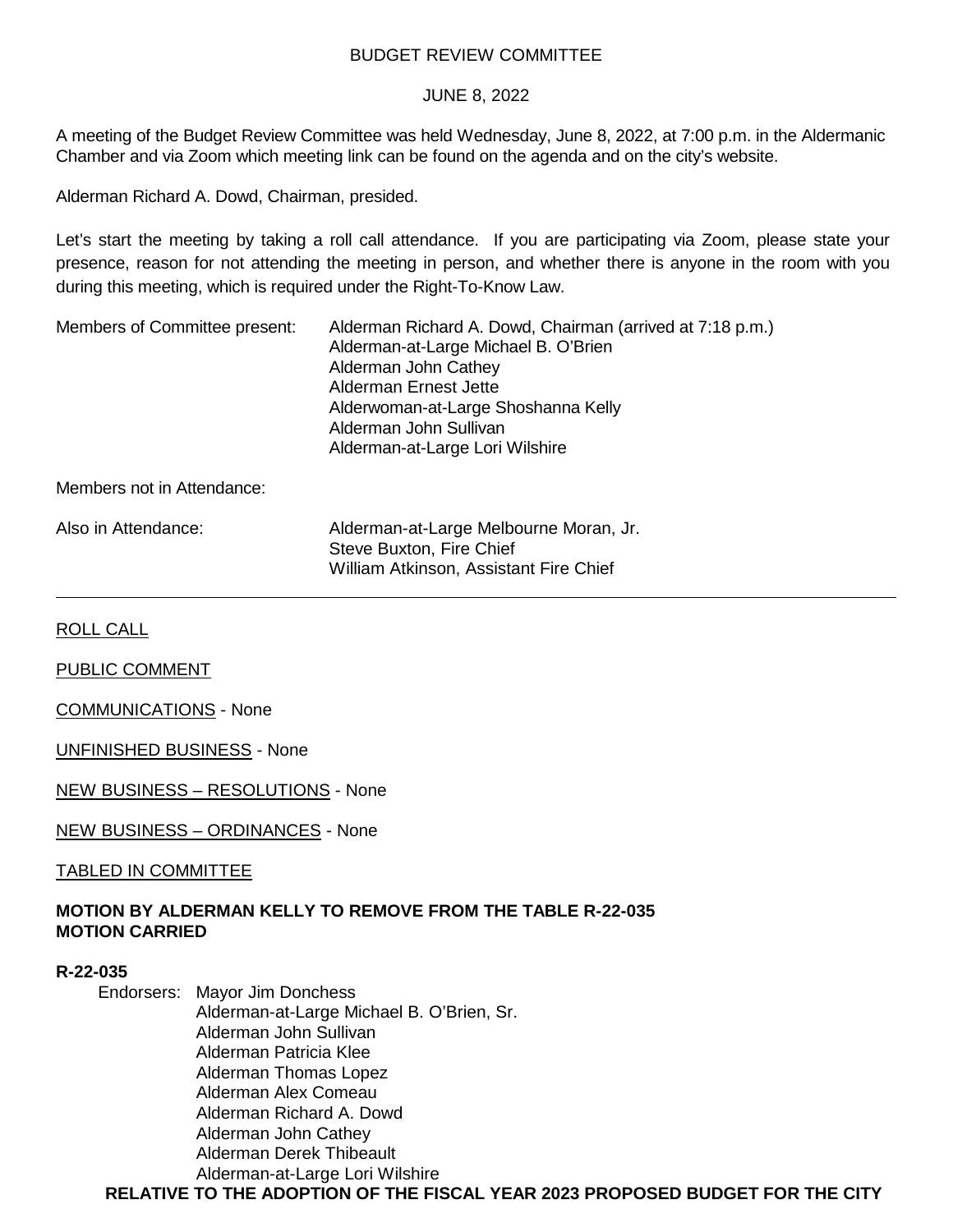BUDGET REVIEW COMMITTEE

JUNE 8, 2022

A meeting of the Budget Review Committee was held Wednesday, June 8, 2022, at 7:00 p.m. in the Aldermanic Chamber and via Zoom which meeting link can be found on the agenda and on the city's website.

Alderman Richard A. Dowd, Chairman, presided.

Let's start the meeting by taking a roll call attendance. If you are participating via Zoom, please state your presence, reason for not attending the meeting in person, and whether there is anyone in the room with you during this meeting, which is required under the Right-To-Know Law.

Members of Committee present:
- Alderman Richard A. Dowd, Chairman (arrived at 7:18 p.m.)
- Alderman-at-Large Michael B. O'Brien
- Alderman John Cathey
- Alderman Ernest Jette
- Alderwoman-at-Large Shoshanna Kelly
- Alderman John Sullivan
- Alderman-at-Large Lori Wilshire

Members not in Attendance:

Also in Attendance:
- Alderman-at-Large Melbourne Moran, Jr.
- Steve Buxton, Fire Chief
- William Atkinson, Assistant Fire Chief

---

ROLL CALL

PUBLIC COMMENT

COMMUNICATIONS - None

UNFINISHED BUSINESS - None

NEW BUSINESS – RESOLUTIONS - None

NEW BUSINESS – ORDINANCES - None

TABLED IN COMMITTEE

**MOTION BY ALDERMAN KELLY TO REMOVE FROM THE TABLE R-22-035**
**MOTION CARRIED**

**R-22-035**

Endorsers:
- Mayor Jim Donchess
- Alderman-at-Large Michael B. O'Brien, Sr.
- Alderman John Sullivan
- Alderman Patricia Klee
- Alderman Thomas Lopez
- Alderman Alex Comeau
- Alderman Richard A. Dowd
- Alderman John Cathey
- Alderman Derek Thibeault
- Alderman-at-Large Lori Wilshire

**RELATIVE TO THE ADOPTION OF THE FISCAL YEAR 2023 PROPOSED BUDGET FOR THE CITY**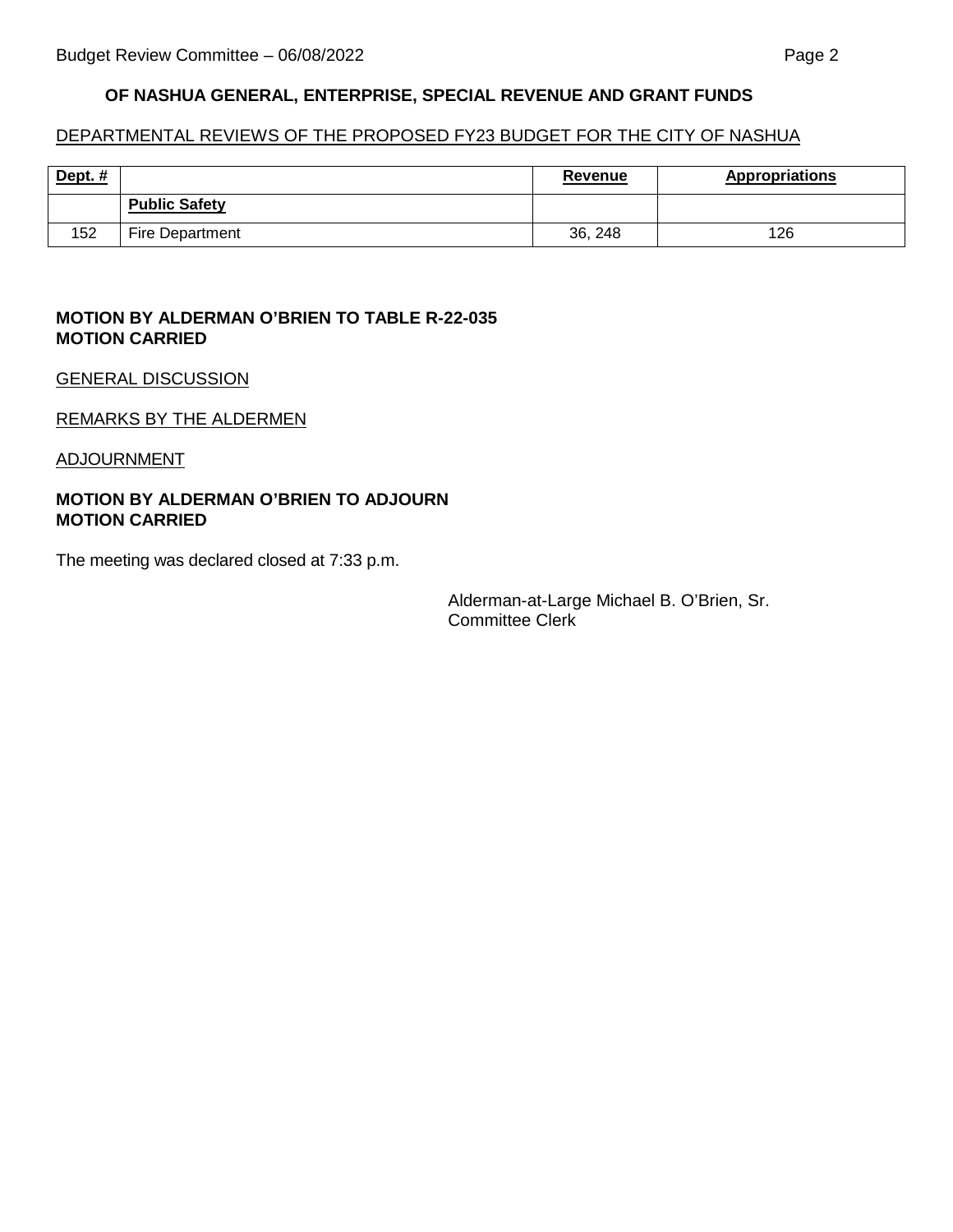**OF NASHUA GENERAL, ENTERPRISE, SPECIAL REVENUE AND GRANT FUNDS**

DEPARTMENTAL REVIEWS OF THE PROPOSED FY23 BUDGET FOR THE CITY OF NASHUA

| Dept. # | | Revenue | Appropriations |
|---|---|---|---|
| | **Public Safety** | | |
| 152 | Fire Department | 36, 248 | 126 |

**MOTION BY ALDERMAN O'BRIEN TO TABLE R-22-035**
**MOTION CARRIED**

GENERAL DISCUSSION

REMARKS BY THE ALDERMEN

ADJOURNMENT

**MOTION BY ALDERMAN O'BRIEN TO ADJOURN**
**MOTION CARRIED**

The meeting was declared closed at 7:33 p.m.

Alderman-at-Large Michael B. O'Brien, Sr.
Committee Clerk